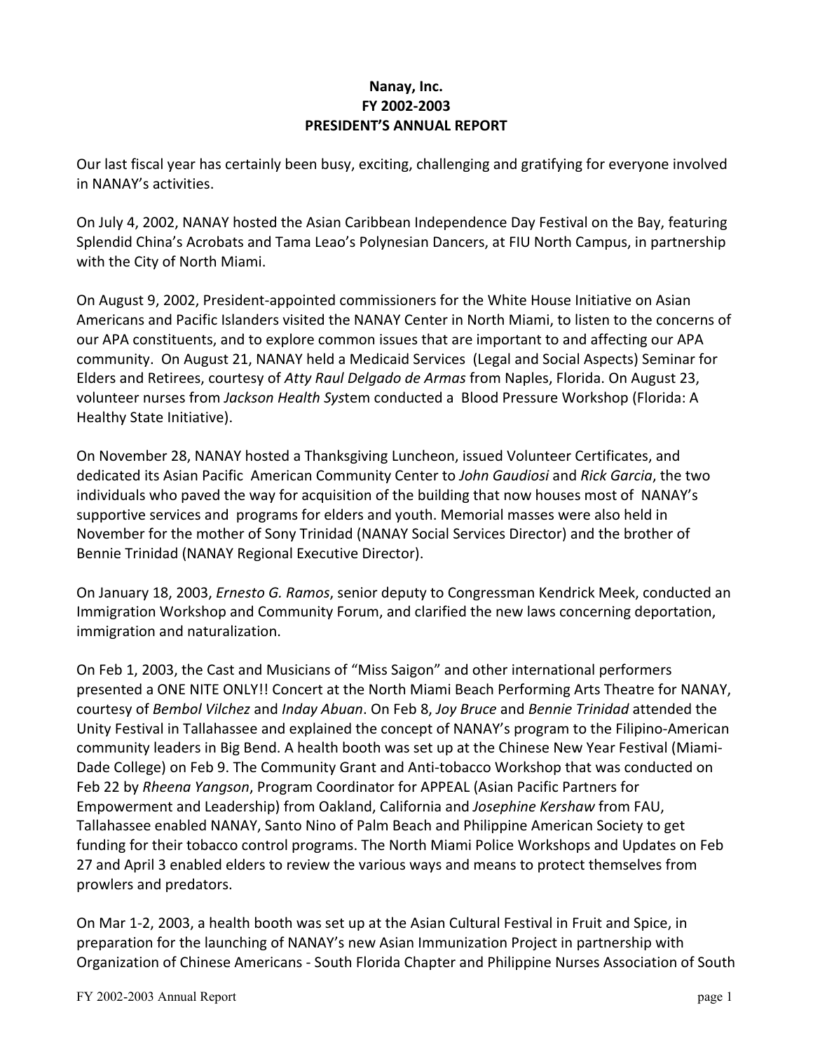**Nanay, Inc.**
**FY 2002-2003**
**PRESIDENT'S ANNUAL REPORT**

Our last fiscal year has certainly been busy, exciting, challenging and gratifying for everyone involved in NANAY's activities.

On July 4, 2002, NANAY hosted the Asian Caribbean Independence Day Festival on the Bay, featuring Splendid China's Acrobats and Tama Leao's Polynesian Dancers, at FIU North Campus, in partnership with the City of North Miami.

On August 9, 2002, President-appointed commissioners for the White House Initiative on Asian Americans and Pacific Islanders visited the NANAY Center in North Miami, to listen to the concerns of our APA constituents, and to explore common issues that are important to and affecting our APA community. On August 21, NANAY held a Medicaid Services (Legal and Social Aspects) Seminar for Elders and Retirees, courtesy of *Atty Raul Delgado de Armas* from Naples, Florida. On August 23, volunteer nurses from *Jackson Health Sys*tem conducted a Blood Pressure Workshop (Florida: A Healthy State Initiative).

On November 28, NANAY hosted a Thanksgiving Luncheon, issued Volunteer Certificates, and dedicated its Asian Pacific American Community Center to *John Gaudiosi* and *Rick Garcia*, the two individuals who paved the way for acquisition of the building that now houses most of NANAY's supportive services and programs for elders and youth. Memorial masses were also held in November for the mother of Sony Trinidad (NANAY Social Services Director) and the brother of Bennie Trinidad (NANAY Regional Executive Director).

On January 18, 2003, *Ernesto G. Ramos*, senior deputy to Congressman Kendrick Meek, conducted an Immigration Workshop and Community Forum, and clarified the new laws concerning deportation, immigration and naturalization.

On Feb 1, 2003, the Cast and Musicians of "Miss Saigon" and other international performers presented a ONE NITE ONLY!! Concert at the North Miami Beach Performing Arts Theatre for NANAY, courtesy of *Bembol Vilchez* and *Inday Abuan*. On Feb 8, *Joy Bruce* and *Bennie Trinidad* attended the Unity Festival in Tallahassee and explained the concept of NANAY's program to the Filipino-American community leaders in Big Bend. A health booth was set up at the Chinese New Year Festival (Miami-Dade College) on Feb 9. The Community Grant and Anti-tobacco Workshop that was conducted on Feb 22 by *Rheena Yangson*, Program Coordinator for APPEAL (Asian Pacific Partners for Empowerment and Leadership) from Oakland, California and *Josephine Kershaw* from FAU, Tallahassee enabled NANAY, Santo Nino of Palm Beach and Philippine American Society to get funding for their tobacco control programs. The North Miami Police Workshops and Updates on Feb 27 and April 3 enabled elders to review the various ways and means to protect themselves from prowlers and predators.

On Mar 1-2, 2003, a health booth was set up at the Asian Cultural Festival in Fruit and Spice, in preparation for the launching of NANAY's new Asian Immunization Project in partnership with Organization of Chinese Americans - South Florida Chapter and Philippine Nurses Association of South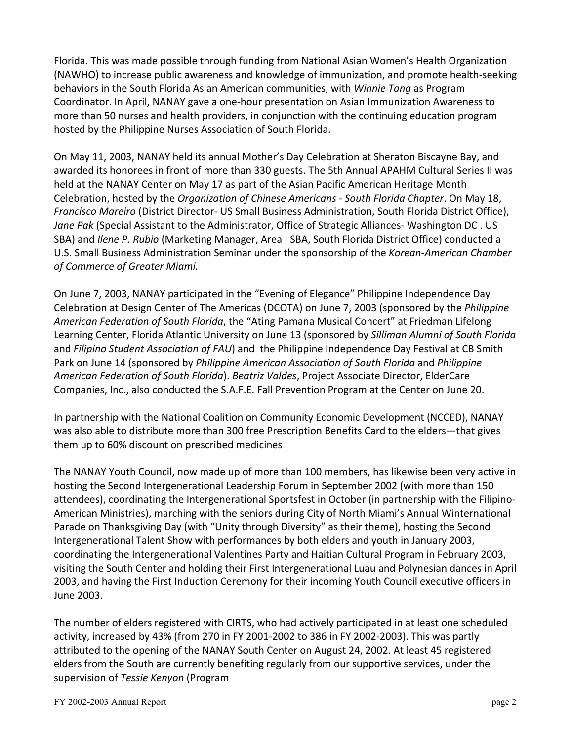Florida. This was made possible through funding from National Asian Women's Health Organization (NAWHO) to increase public awareness and knowledge of immunization, and promote health-seeking behaviors in the South Florida Asian American communities, with *Winnie Tang* as Program Coordinator. In April, NANAY gave a one-hour presentation on Asian Immunization Awareness to more than 50 nurses and health providers, in conjunction with the continuing education program hosted by the Philippine Nurses Association of South Florida.

On May 11, 2003, NANAY held its annual Mother's Day Celebration at Sheraton Biscayne Bay, and awarded its honorees in front of more than 330 guests. The 5th Annual APAHM Cultural Series II was held at the NANAY Center on May 17 as part of the Asian Pacific American Heritage Month Celebration, hosted by the *Organization of Chinese Americans - South Florida Chapter*. On May 18, *Francisco Mareiro* (District Director- US Small Business Administration, South Florida District Office), *Jane Pak* (Special Assistant to the Administrator, Office of Strategic Alliances- Washington DC . US SBA) and *Ilene P. Rubio* (Marketing Manager, Area I SBA, South Florida District Office) conducted a U.S. Small Business Administration Seminar under the sponsorship of the *Korean-American Chamber of Commerce of Greater Miami.*

On June 7, 2003, NANAY participated in the "Evening of Elegance" Philippine Independence Day Celebration at Design Center of The Americas (DCOTA) on June 7, 2003 (sponsored by the *Philippine American Federation of South Florida*, the "Ating Pamana Musical Concert" at Friedman Lifelong Learning Center, Florida Atlantic University on June 13 (sponsored by *Silliman Alumni of South Florida* and *Filipino Student Association of FAU*) and the Philippine Independence Day Festival at CB Smith Park on June 14 (sponsored by *Philippine American Association of South Florida* and *Philippine American Federation of South Florida*). *Beatriz Valdes*, Project Associate Director, ElderCare Companies, Inc., also conducted the S.A.F.E. Fall Prevention Program at the Center on June 20.

In partnership with the National Coalition on Community Economic Development (NCCED), NANAY was also able to distribute more than 300 free Prescription Benefits Card to the elders—that gives them up to 60% discount on prescribed medicines

The NANAY Youth Council, now made up of more than 100 members, has likewise been very active in hosting the Second Intergenerational Leadership Forum in September 2002 (with more than 150 attendees), coordinating the Intergenerational Sportsfest in October (in partnership with the Filipino-American Ministries), marching with the seniors during City of North Miami's Annual Winternational Parade on Thanksgiving Day (with "Unity through Diversity" as their theme), hosting the Second Intergenerational Talent Show with performances by both elders and youth in January 2003, coordinating the Intergenerational Valentines Party and Haitian Cultural Program in February 2003, visiting the South Center and holding their First Intergenerational Luau and Polynesian dances in April 2003, and having the First Induction Ceremony for their incoming Youth Council executive officers in June 2003.

The number of elders registered with CIRTS, who had actively participated in at least one scheduled activity, increased by 43% (from 270 in FY 2001-2002 to 386 in FY 2002-2003). This was partly attributed to the opening of the NANAY South Center on August 24, 2002. At least 45 registered elders from the South are currently benefiting regularly from our supportive services, under the supervision of *Tessie Kenyon* (Program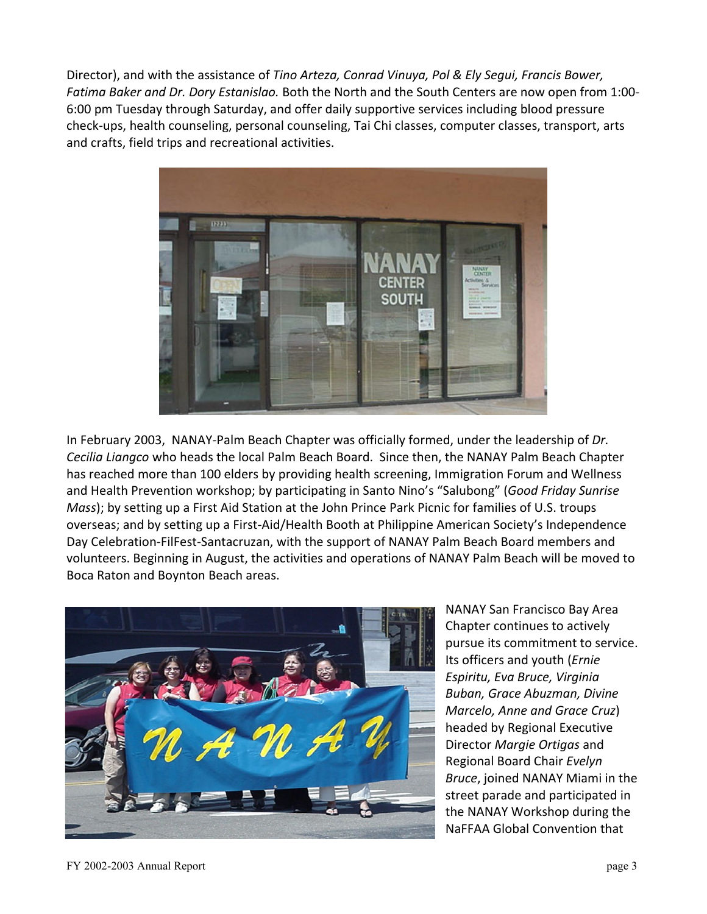Director), and with the assistance of *Tino Arteza, Conrad Vinuya, Pol & Ely Segui, Francis Bower, Fatima Baker and Dr. Dory Estanislao.* Both the North and the South Centers are now open from 1:00-6:00 pm Tuesday through Saturday, and offer daily supportive services including blood pressure check-ups, health counseling, personal counseling, Tai Chi classes, computer classes, transport, arts and crafts, field trips and recreational activities.

In February 2003, NANAY-Palm Beach Chapter was officially formed, under the leadership of *Dr. Cecilia Liangco* who heads the local Palm Beach Board. Since then, the NANAY Palm Beach Chapter has reached more than 100 elders by providing health screening, Immigration Forum and Wellness and Health Prevention workshop; by participating in Santo Nino's "Salubong" (*Good Friday Sunrise Mass*); by setting up a First Aid Station at the John Prince Park Picnic for families of U.S. troups overseas; and by setting up a First-Aid/Health Booth at Philippine American Society's Independence Day Celebration-FilFest-Santacruzan, with the support of NANAY Palm Beach Board members and volunteers. Beginning in August, the activities and operations of NANAY Palm Beach will be moved to Boca Raton and Boynton Beach areas.

NANAY San Francisco Bay Area Chapter continues to actively pursue its commitment to service. Its officers and youth (*Ernie Espiritu, Eva Bruce, Virginia Buban, Grace Abuzman, Divine Marcelo, Anne and Grace Cruz*) headed by Regional Executive Director *Margie Ortigas* and Regional Board Chair *Evelyn Bruce*, joined NANAY Miami in the street parade and participated in the NANAY Workshop during the NaFFAA Global Convention that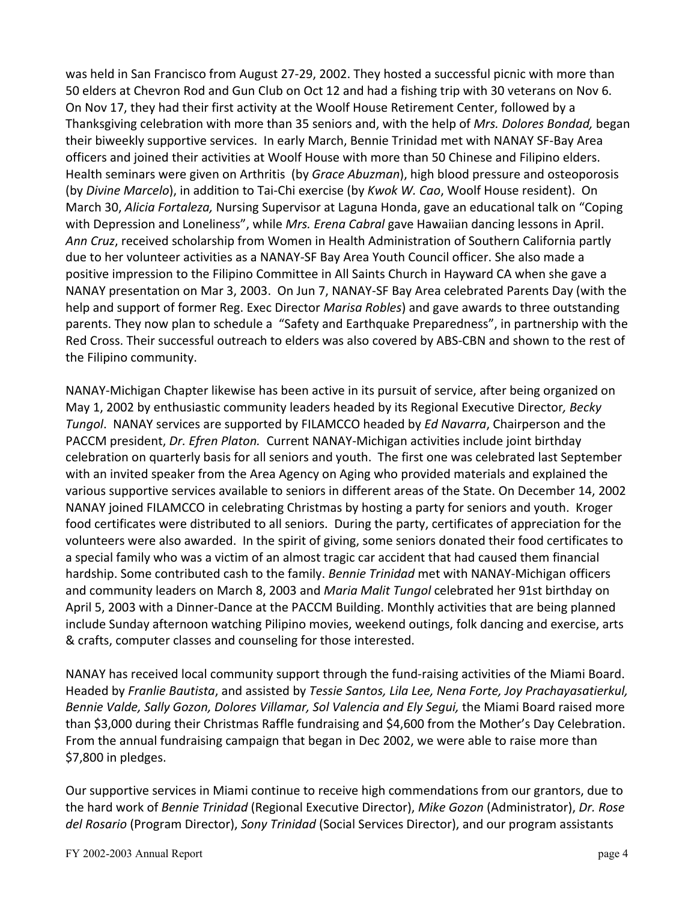was held in San Francisco from August 27-29, 2002. They hosted a successful picnic with more than 50 elders at Chevron Rod and Gun Club on Oct 12 and had a fishing trip with 30 veterans on Nov 6. On Nov 17, they had their first activity at the Woolf House Retirement Center, followed by a Thanksgiving celebration with more than 35 seniors and, with the help of *Mrs. Dolores Bondad,* began their biweekly supportive services. In early March, Bennie Trinidad met with NANAY SF-Bay Area officers and joined their activities at Woolf House with more than 50 Chinese and Filipino elders. Health seminars were given on Arthritis (by *Grace Abuzman*), high blood pressure and osteoporosis (by *Divine Marcelo*), in addition to Tai-Chi exercise (by *Kwok W. Cao*, Woolf House resident). On March 30, *Alicia Fortaleza,* Nursing Supervisor at Laguna Honda, gave an educational talk on "Coping with Depression and Loneliness", while *Mrs. Erena Cabral* gave Hawaiian dancing lessons in April. *Ann Cruz*, received scholarship from Women in Health Administration of Southern California partly due to her volunteer activities as a NANAY-SF Bay Area Youth Council officer. She also made a positive impression to the Filipino Committee in All Saints Church in Hayward CA when she gave a NANAY presentation on Mar 3, 2003. On Jun 7, NANAY-SF Bay Area celebrated Parents Day (with the help and support of former Reg. Exec Director *Marisa Robles*) and gave awards to three outstanding parents. They now plan to schedule a "Safety and Earthquake Preparedness", in partnership with the Red Cross. Their successful outreach to elders was also covered by ABS-CBN and shown to the rest of the Filipino community.

NANAY-Michigan Chapter likewise has been active in its pursuit of service, after being organized on May 1, 2002 by enthusiastic community leaders headed by its Regional Executive Director*, Becky Tungol*. NANAY services are supported by FILAMCCO headed by *Ed Navarra*, Chairperson and the PACCM president, *Dr. Efren Platon.* Current NANAY-Michigan activities include joint birthday celebration on quarterly basis for all seniors and youth. The first one was celebrated last September with an invited speaker from the Area Agency on Aging who provided materials and explained the various supportive services available to seniors in different areas of the State. On December 14, 2002 NANAY joined FILAMCCO in celebrating Christmas by hosting a party for seniors and youth. Kroger food certificates were distributed to all seniors. During the party, certificates of appreciation for the volunteers were also awarded. In the spirit of giving, some seniors donated their food certificates to a special family who was a victim of an almost tragic car accident that had caused them financial hardship. Some contributed cash to the family. *Bennie Trinidad* met with NANAY-Michigan officers and community leaders on March 8, 2003 and *Maria Malit Tungol* celebrated her 91st birthday on April 5, 2003 with a Dinner-Dance at the PACCM Building. Monthly activities that are being planned include Sunday afternoon watching Pilipino movies, weekend outings, folk dancing and exercise, arts & crafts, computer classes and counseling for those interested.

NANAY has received local community support through the fund-raising activities of the Miami Board. Headed by *Franlie Bautista*, and assisted by *Tessie Santos, Lila Lee, Nena Forte, Joy Prachayasatierkul, Bennie Valde, Sally Gozon, Dolores Villamar, Sol Valencia and Ely Segui,* the Miami Board raised more than $3,000 during their Christmas Raffle fundraising and $4,600 from the Mother's Day Celebration. From the annual fundraising campaign that began in Dec 2002, we were able to raise more than $7,800 in pledges.

Our supportive services in Miami continue to receive high commendations from our grantors, due to the hard work of *Bennie Trinidad* (Regional Executive Director), *Mike Gozon* (Administrator), *Dr. Rose del Rosario* (Program Director), *Sony Trinidad* (Social Services Director), and our program assistants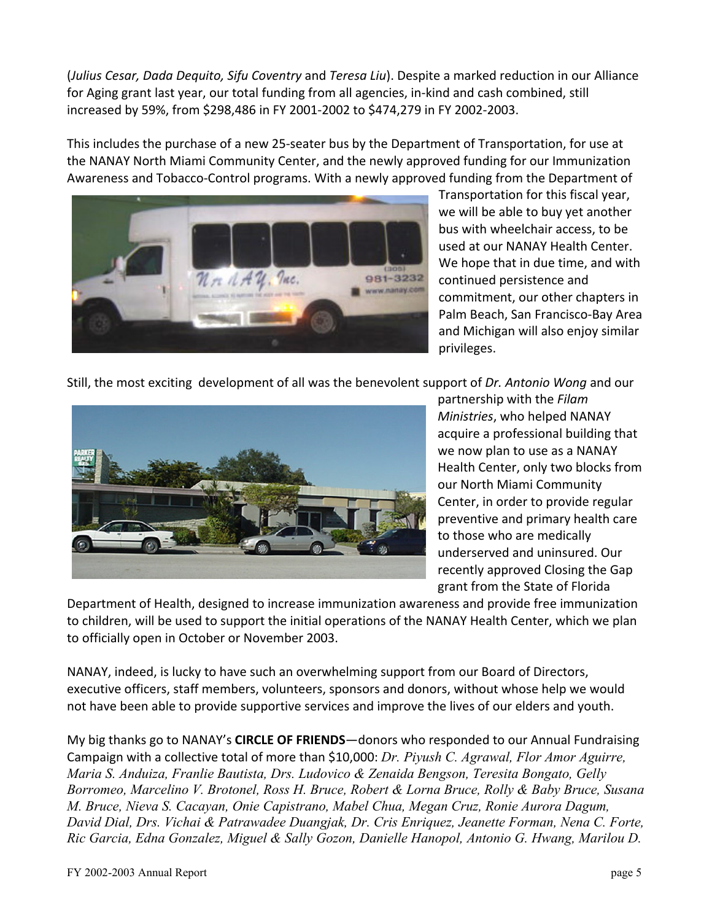(*Julius Cesar, Dada Dequito, Sifu Coventry* and *Teresa Liu*). Despite a marked reduction in our Alliance for Aging grant last year, our total funding from all agencies, in-kind and cash combined, still increased by 59%, from $298,486 in FY 2001-2002 to $474,279 in FY 2002-2003.

This includes the purchase of a new 25-seater bus by the Department of Transportation, for use at the NANAY North Miami Community Center, and the newly approved funding for our Immunization Awareness and Tobacco-Control programs. With a newly approved funding from the Department of Transportation for this fiscal year, we will be able to buy yet another bus with wheelchair access, to be used at our NANAY Health Center. We hope that in due time, and with continued persistence and commitment, our other chapters in Palm Beach, San Francisco-Bay Area and Michigan will also enjoy similar privileges.

Still, the most exciting development of all was the benevolent support of *Dr. Antonio Wong* and our partnership with the *Filam Ministries*, who helped NANAY acquire a professional building that we now plan to use as a NANAY Health Center, only two blocks from our North Miami Community Center, in order to provide regular preventive and primary health care to those who are medically underserved and uninsured. Our recently approved Closing the Gap grant from the State of Florida Department of Health, designed to increase immunization awareness and provide free immunization to children, will be used to support the initial operations of the NANAY Health Center, which we plan to officially open in October or November 2003.

NANAY, indeed, is lucky to have such an overwhelming support from our Board of Directors, executive officers, staff members, volunteers, sponsors and donors, without whose help we would not have been able to provide supportive services and improve the lives of our elders and youth.

My big thanks go to NANAY's **CIRCLE OF FRIENDS**—donors who responded to our Annual Fundraising Campaign with a collective total of more than $10,000: *Dr. Piyush C. Agrawal, Flor Amor Aguirre, Maria S. Anduiza, Franlie Bautista, Drs. Ludovico & Zenaida Bengson, Teresita Bongato, Gelly Borromeo, Marcelino V. Brotonel, Ross H. Bruce, Robert & Lorna Bruce, Rolly & Baby Bruce, Susana M. Bruce, Nieva S. Cacayan, Onie Capistrano, Mabel Chua, Megan Cruz, Ronie Aurora Dagum, David Dial, Drs. Vichai & Patrawadee Duangjak, Dr. Cris Enriquez, Jeanette Forman, Nena C. Forte, Ric Garcia, Edna Gonzalez, Miguel & Sally Gozon, Danielle Hanopol, Antonio G. Hwang, Marilou D.*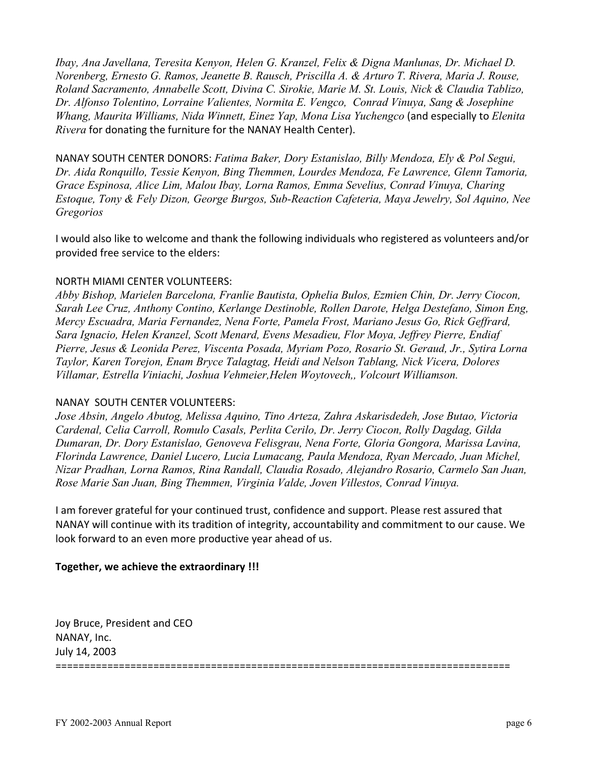*Ibay, Ana Javellana, Teresita Kenyon, Helen G. Kranzel, Felix & Digna Manlunas, Dr. Michael D. Norenberg, Ernesto G. Ramos, Jeanette B. Rausch, Priscilla A. & Arturo T. Rivera, Maria J. Rouse, Roland Sacramento, Annabelle Scott, Divina C. Sirokie, Marie M. St. Louis, Nick & Claudia Tablizo, Dr. Alfonso Tolentino, Lorraine Valientes, Normita E. Vengco, Conrad Vinuya, Sang & Josephine Whang, Maurita Williams, Nida Winnett, Einez Yap, Mona Lisa Yuchengco* (and especially to *Elenita Rivera* for donating the furniture for the NANAY Health Center).

NANAY SOUTH CENTER DONORS: *Fatima Baker, Dory Estanislao, Billy Mendoza, Ely & Pol Segui, Dr. Aida Ronquillo, Tessie Kenyon, Bing Themmen, Lourdes Mendoza, Fe Lawrence, Glenn Tamoria, Grace Espinosa, Alice Lim, Malou Ibay, Lorna Ramos, Emma Sevelius, Conrad Vinuya, Charing Estoque, Tony & Fely Dizon, George Burgos, Sub-Reaction Cafeteria, Maya Jewelry, Sol Aquino, Nee Gregorios*

I would also like to welcome and thank the following individuals who registered as volunteers and/or provided free service to the elders:

NORTH MIAMI CENTER VOLUNTEERS:
*Abby Bishop, Marielen Barcelona, Franlie Bautista, Ophelia Bulos, Ezmien Chin, Dr. Jerry Ciocon, Sarah Lee Cruz, Anthony Contino, Kerlange Destinoble, Rollen Darote, Helga Destefano, Simon Eng, Mercy Escuadra, Maria Fernandez, Nena Forte, Pamela Frost, Mariano Jesus Go, Rick Geffrard, Sara Ignacio, Helen Kranzel, Scott Menard, Evens Mesadieu, Flor Moya, Jeffrey Pierre, Endiaf Pierre, Jesus & Leonida Perez, Viscenta Posada, Myriam Pozo, Rosario St. Geraud, Jr., Sytira Lorna Taylor, Karen Torejon, Enam Bryce Talagtag, Heidi and Nelson Tablang, Nick Vicera, Dolores Villamar, Estrella Viniachi, Joshua Vehmeier,Helen Woytovech,, Volcourt Williamson.*

NANAY SOUTH CENTER VOLUNTEERS:
*Jose Absin, Angelo Abutog, Melissa Aquino, Tino Arteza, Zahra Askarisdedeh, Jose Butao, Victoria Cardenal, Celia Carroll, Romulo Casals, Perlita Cerilo, Dr. Jerry Ciocon, Rolly Dagdag, Gilda Dumaran, Dr. Dory Estanislao, Genoveva Felisgrau, Nena Forte, Gloria Gongora, Marissa Lavina, Florinda Lawrence, Daniel Lucero, Lucia Lumacang, Paula Mendoza, Ryan Mercado, Juan Michel, Nizar Pradhan, Lorna Ramos, Rina Randall, Claudia Rosado, Alejandro Rosario, Carmelo San Juan, Rose Marie San Juan, Bing Themmen, Virginia Valde, Joven Villestos, Conrad Vinuya.*

I am forever grateful for your continued trust, confidence and support. Please rest assured that NANAY will continue with its tradition of integrity, accountability and commitment to our cause. We look forward to an even more productive year ahead of us.

**Together, we achieve the extraordinary !!!**

Joy Bruce, President and CEO
NANAY, Inc.
July 14, 2003

==============================================================================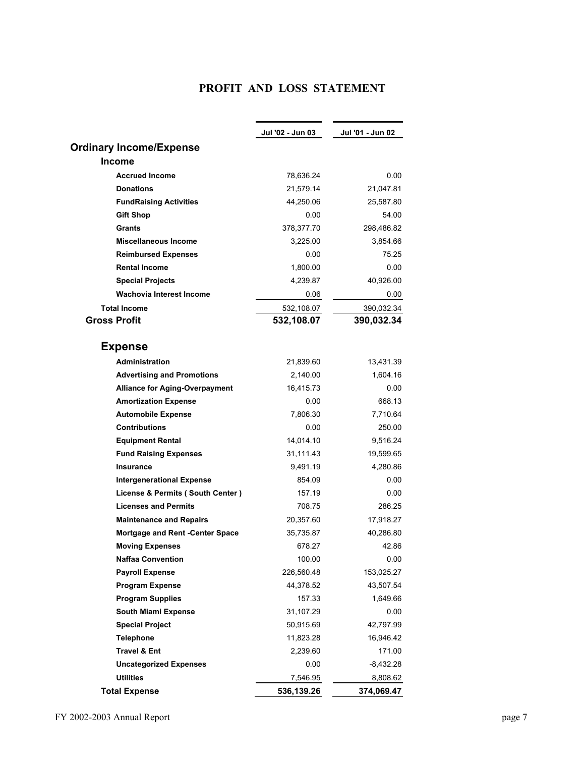# PROFIT AND LOSS STATEMENT

| | Jul '02 - Jun 03 | Jul '01 - Jun 02 |
|---|---|---|
| **Ordinary Income/Expense** | | |
| **Income** | | |
| **Accrued Income** | 78,636.24 | 0.00 |
| **Donations** | 21,579.14 | 21,047.81 |
| **FundRaising Activities** | 44,250.06 | 25,587.80 |
| **Gift Shop** | 0.00 | 54.00 |
| **Grants** | 378,377.70 | 298,486.82 |
| **Miscellaneous Income** | 3,225.00 | 3,854.66 |
| **Reimbursed Expenses** | 0.00 | 75.25 |
| **Rental Income** | 1,800.00 | 0.00 |
| **Special Projects** | 4,239.87 | 40,926.00 |
| **Wachovia Interest Income** | 0.06 | 0.00 |
| **Total Income** | 532,108.07 | 390,032.34 |
| **Gross Profit** | **532,108.07** | **390,032.34** |
| **Expense** | | |
| **Administration** | 21,839.60 | 13,431.39 |
| **Advertising and Promotions** | 2,140.00 | 1,604.16 |
| **Alliance for Aging-Overpayment** | 16,415.73 | 0.00 |
| **Amortization Expense** | 0.00 | 668.13 |
| **Automobile Expense** | 7,806.30 | 7,710.64 |
| **Contributions** | 0.00 | 250.00 |
| **Equipment Rental** | 14,014.10 | 9,516.24 |
| **Fund Raising Expenses** | 31,111.43 | 19,599.65 |
| **Insurance** | 9,491.19 | 4,280.86 |
| **Intergenerational Expense** | 854.09 | 0.00 |
| **License & Permits ( South Center )** | 157.19 | 0.00 |
| **Licenses and Permits** | 708.75 | 286.25 |
| **Maintenance and Repairs** | 20,357.60 | 17,918.27 |
| **Mortgage and Rent -Center Space** | 35,735.87 | 40,286.80 |
| **Moving Expenses** | 678.27 | 42.86 |
| **Naffaa Convention** | 100.00 | 0.00 |
| **Payroll Expense** | 226,560.48 | 153,025.27 |
| **Program Expense** | 44,378.52 | 43,507.54 |
| **Program Supplies** | 157.33 | 1,649.66 |
| **South Miami Expense** | 31,107.29 | 0.00 |
| **Special Project** | 50,915.69 | 42,797.99 |
| **Telephone** | 11,823.28 | 16,946.42 |
| **Travel & Ent** | 2,239.60 | 171.00 |
| **Uncategorized Expenses** | 0.00 | -8,432.28 |
| **Utilities** | 7,546.95 | 8,808.62 |
| **Total Expense** | **536,139.26** | **374,069.47** |

FY 2002-2003 Annual Report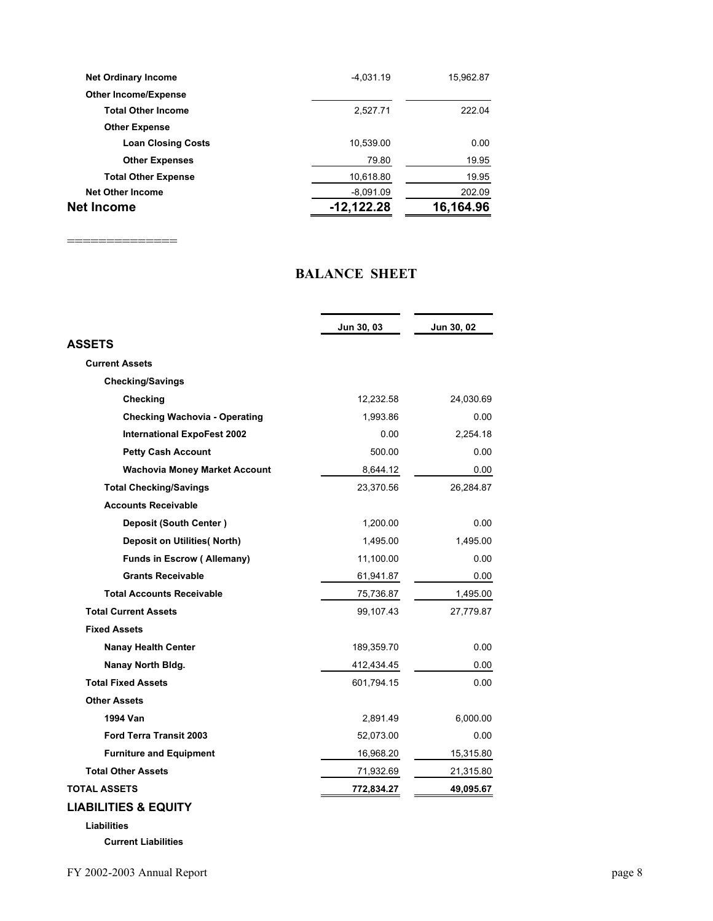| | | |
|---|---|---|
| **Net Ordinary Income** | -4,031.19 | 15,962.87 |
| **Other Income/Expense** | | |
| **Total Other Income** | 2,527.71 | 222.04 |
| **Other Expense** | | |
| **Loan Closing Costs** | 10,539.00 | 0.00 |
| **Other Expenses** | 79.80 | 19.95 |
| **Total Other Expense** | 10,618.80 | 19.95 |
| **Net Other Income** | -8,091.09 | 202.09 |
| **Net Income** | **-12,122.28** | **16,164.96** |

==============

## BALANCE SHEET

| | Jun 30, 03 | Jun 30, 02 |
|---|---|---|
| **ASSETS** | | |
| **Current Assets** | | |
| **Checking/Savings** | | |
| **Checking** | 12,232.58 | 24,030.69 |
| **Checking Wachovia - Operating** | 1,993.86 | 0.00 |
| **International ExpoFest 2002** | 0.00 | 2,254.18 |
| **Petty Cash Account** | 500.00 | 0.00 |
| **Wachovia Money Market Account** | 8,644.12 | 0.00 |
| **Total Checking/Savings** | 23,370.56 | 26,284.87 |
| **Accounts Receivable** | | |
| **Deposit (South Center )** | 1,200.00 | 0.00 |
| **Deposit on Utilities( North)** | 1,495.00 | 1,495.00 |
| **Funds in Escrow ( Allemany)** | 11,100.00 | 0.00 |
| **Grants Receivable** | 61,941.87 | 0.00 |
| **Total Accounts Receivable** | 75,736.87 | 1,495.00 |
| **Total Current Assets** | 99,107.43 | 27,779.87 |
| **Fixed Assets** | | |
| **Nanay Health Center** | 189,359.70 | 0.00 |
| **Nanay North Bldg.** | 412,434.45 | 0.00 |
| **Total Fixed Assets** | 601,794.15 | 0.00 |
| **Other Assets** | | |
| **1994 Van** | 2,891.49 | 6,000.00 |
| **Ford Terra Transit 2003** | 52,073.00 | 0.00 |
| **Furniture and Equipment** | 16,968.20 | 15,315.80 |
| **Total Other Assets** | 71,932.69 | 21,315.80 |
| **TOTAL ASSETS** | **772,834.27** | **49,095.67** |
| **LIABILITIES & EQUITY** | | |
| **Liabilities** | | |
| **Current Liabilities** | | |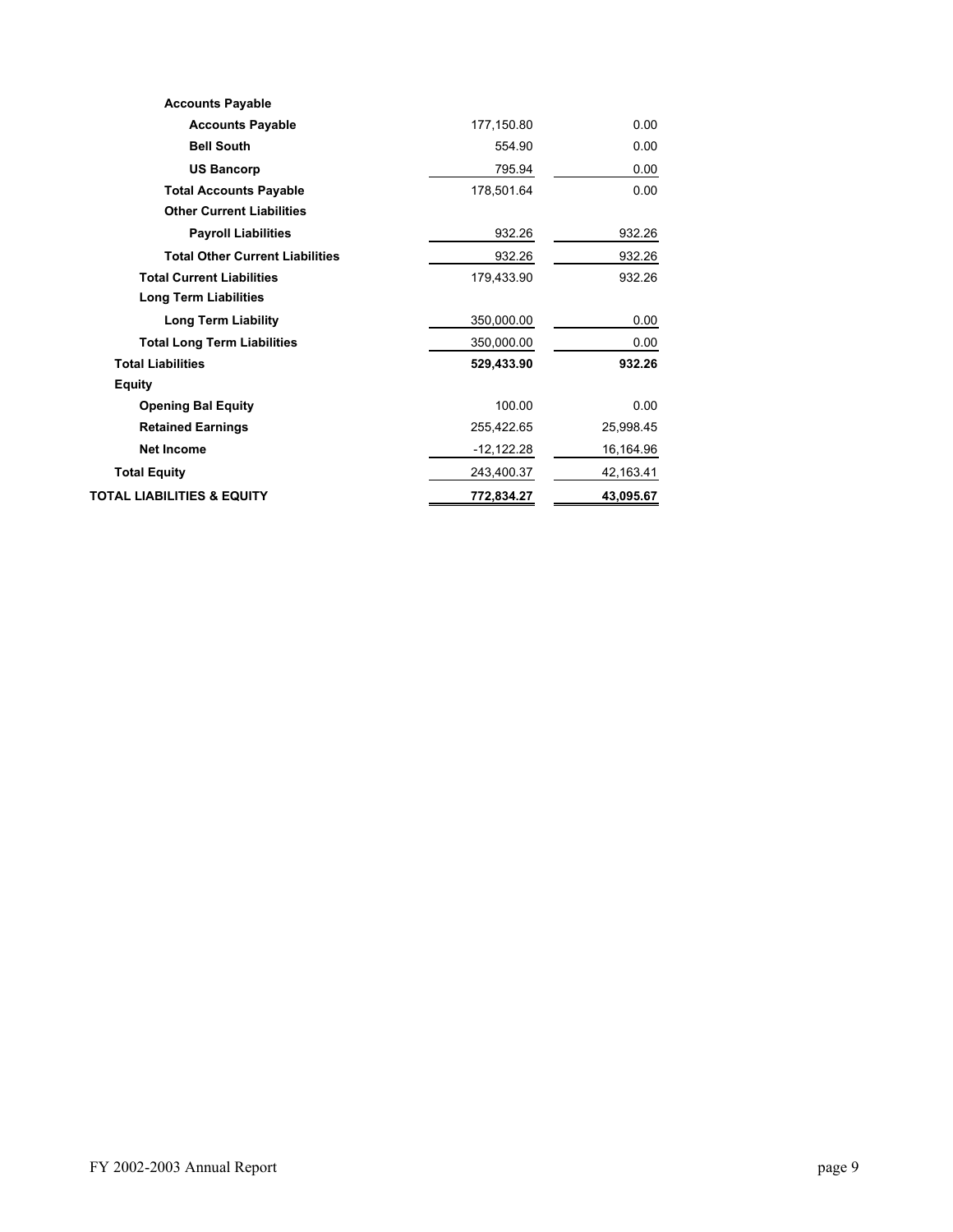| | | |
|---|---|---|
| **Accounts Payable** | | |
| **Accounts Payable** | 177,150.80 | 0.00 |
| **Bell South** | 554.90 | 0.00 |
| **US Bancorp** | 795.94 | 0.00 |
| **Total Accounts Payable** | 178,501.64 | 0.00 |
| **Other Current Liabilities** | | |
| **Payroll Liabilities** | 932.26 | 932.26 |
| **Total Other Current Liabilities** | 932.26 | 932.26 |
| **Total Current Liabilities** | 179,433.90 | 932.26 |
| **Long Term Liabilities** | | |
| **Long Term Liability** | 350,000.00 | 0.00 |
| **Total Long Term Liabilities** | 350,000.00 | 0.00 |
| **Total Liabilities** | **529,433.90** | **932.26** |
| **Equity** | | |
| **Opening Bal Equity** | 100.00 | 0.00 |
| **Retained Earnings** | 255,422.65 | 25,998.45 |
| **Net Income** | -12,122.28 | 16,164.96 |
| **Total Equity** | 243,400.37 | 42,163.41 |
| **TOTAL LIABILITIES & EQUITY** | **772,834.27** | **43,095.67** |

FY 2002-2003 Annual Report